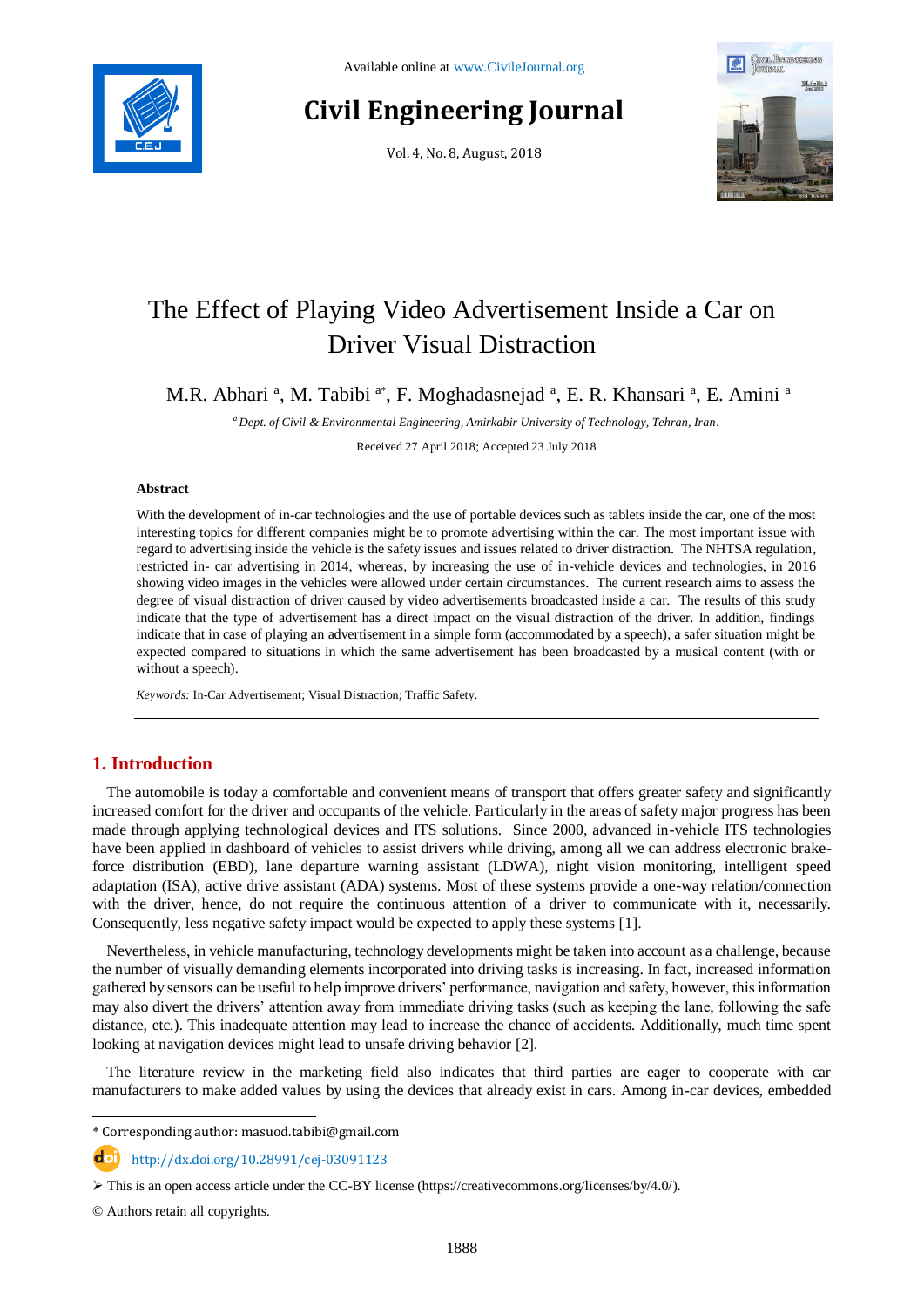Available online at www.CivileJournal.org

# Civil Engineering Journal

Vol. 4, No. 8, August, 2018

# The Effect of Playing Video Advertisement Inside a Car on Driver Visual Distraction

M.R. Abhari [a], M. Tabibi [a*], F. Moghadasnejad [a], E. R. Khansari [a], E. Amini [a]

[a] *Dept. of Civil & Environmental Engineering, Amirkabir University of Technology, Tehran, Iran.*

Received 27 April 2018; Accepted 23 July 2018

## Abstract

With the development of in-car technologies and the use of portable devices such as tablets inside the car, one of the most interesting topics for different companies might be to promote advertising within the car. The most important issue with regard to advertising inside the vehicle is the safety issues and issues related to driver distraction. The NHTSA regulation, restricted in- car advertising in 2014, whereas, by increasing the use of in-vehicle devices and technologies, in 2016 showing video images in the vehicles were allowed under certain circumstances. The current research aims to assess the degree of visual distraction of driver caused by video advertisements broadcasted inside a car. The results of this study indicate that the type of advertisement has a direct impact on the visual distraction of the driver. In addition, findings indicate that in case of playing an advertisement in a simple form (accommodated by a speech), a safer situation might be expected compared to situations in which the same advertisement has been broadcasted by a musical content (with or without a speech).

*Keywords:* In-Car Advertisement; Visual Distraction; Traffic Safety.

## 1. Introduction

The automobile is today a comfortable and convenient means of transport that offers greater safety and significantly increased comfort for the driver and occupants of the vehicle. Particularly in the areas of safety major progress has been made through applying technological devices and ITS solutions. Since 2000, advanced in-vehicle ITS technologies have been applied in dashboard of vehicles to assist drivers while driving, among all we can address electronic brake-force distribution (EBD), lane departure warning assistant (LDWA), night vision monitoring, intelligent speed adaptation (ISA), active drive assistant (ADA) systems. Most of these systems provide a one-way relation/connection with the driver, hence, do not require the continuous attention of a driver to communicate with it, necessarily. Consequently, less negative safety impact would be expected to apply these systems [1].

Nevertheless, in vehicle manufacturing, technology developments might be taken into account as a challenge, because the number of visually demanding elements incorporated into driving tasks is increasing. In fact, increased information gathered by sensors can be useful to help improve drivers' performance, navigation and safety, however, this information may also divert the drivers' attention away from immediate driving tasks (such as keeping the lane, following the safe distance, etc.). This inadequate attention may lead to increase the chance of accidents. Additionally, much time spent looking at navigation devices might lead to unsafe driving behavior [2].

The literature review in the marketing field also indicates that third parties are eager to cooperate with car manufacturers to make added values by using the devices that already exist in cars. Among in-car devices, embedded

---

* Corresponding author: masuod.tabibi@gmail.com

http://dx.doi.org/10.28991/cej-03091123

➢ This is an open access article under the CC-BY license (https://creativecommons.org/licenses/by/4.0/).

© Authors retain all copyrights.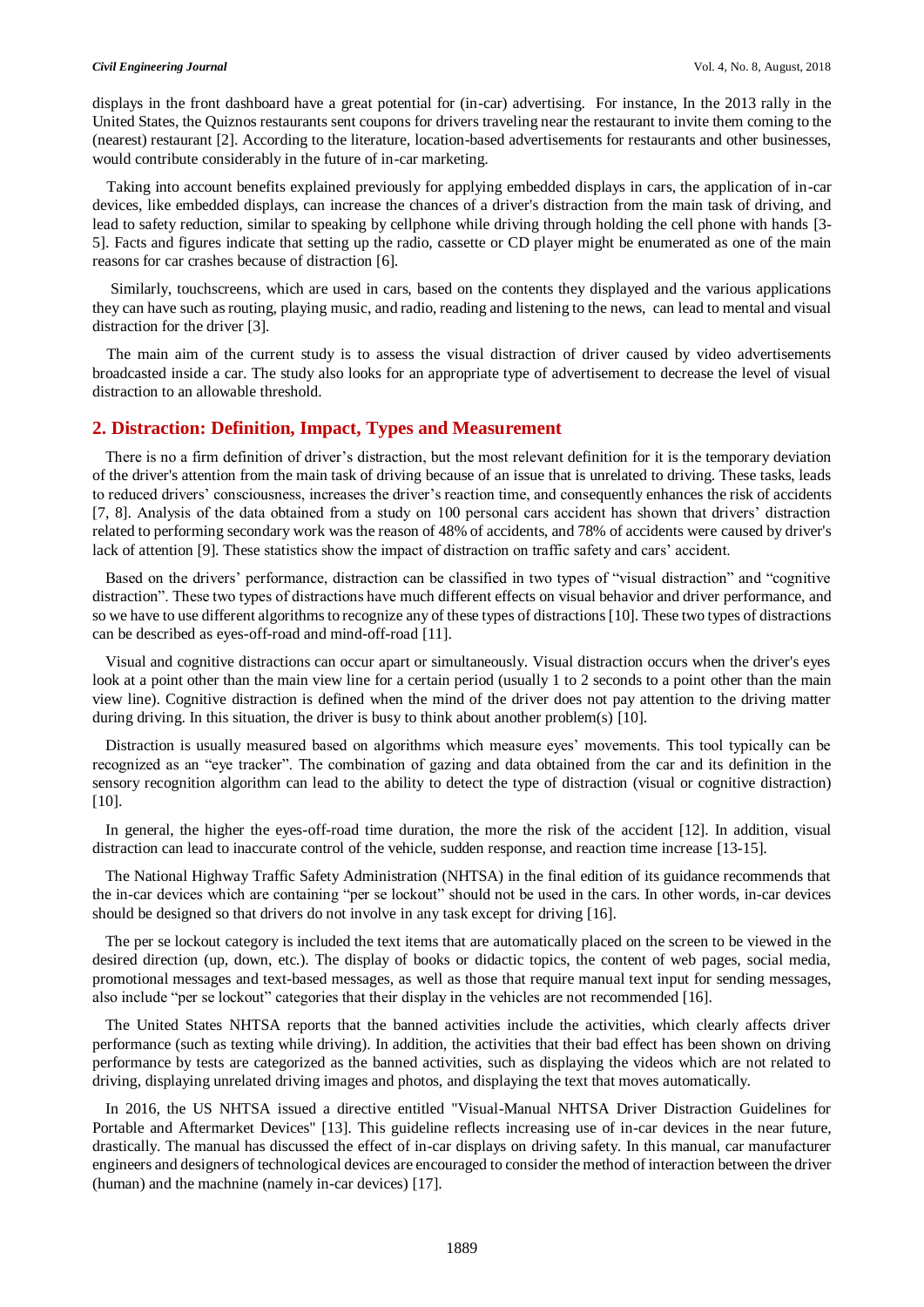displays in the front dashboard have a great potential for (in-car) advertising. For instance, In the 2013 rally in the United States, the Quiznos restaurants sent coupons for drivers traveling near the restaurant to invite them coming to the (nearest) restaurant [2]. According to the literature, location-based advertisements for restaurants and other businesses, would contribute considerably in the future of in-car marketing.

Taking into account benefits explained previously for applying embedded displays in cars, the application of in-car devices, like embedded displays, can increase the chances of a driver's distraction from the main task of driving, and lead to safety reduction, similar to speaking by cellphone while driving through holding the cell phone with hands [3-5]. Facts and figures indicate that setting up the radio, cassette or CD player might be enumerated as one of the main reasons for car crashes because of distraction [6].

Similarly, touchscreens, which are used in cars, based on the contents they displayed and the various applications they can have such as routing, playing music, and radio, reading and listening to the news, can lead to mental and visual distraction for the driver [3].

The main aim of the current study is to assess the visual distraction of driver caused by video advertisements broadcasted inside a car. The study also looks for an appropriate type of advertisement to decrease the level of visual distraction to an allowable threshold.

## 2. Distraction: Definition, Impact, Types and Measurement

There is no a firm definition of driver's distraction, but the most relevant definition for it is the temporary deviation of the driver's attention from the main task of driving because of an issue that is unrelated to driving. These tasks, leads to reduced drivers' consciousness, increases the driver's reaction time, and consequently enhances the risk of accidents [7, 8]. Analysis of the data obtained from a study on 100 personal cars accident has shown that drivers' distraction related to performing secondary work was the reason of 48% of accidents, and 78% of accidents were caused by driver's lack of attention [9]. These statistics show the impact of distraction on traffic safety and cars' accident.

Based on the drivers' performance, distraction can be classified in two types of "visual distraction" and "cognitive distraction". These two types of distractions have much different effects on visual behavior and driver performance, and so we have to use different algorithms to recognize any of these types of distractions [10]. These two types of distractions can be described as eyes-off-road and mind-off-road [11].

Visual and cognitive distractions can occur apart or simultaneously. Visual distraction occurs when the driver's eyes look at a point other than the main view line for a certain period (usually 1 to 2 seconds to a point other than the main view line). Cognitive distraction is defined when the mind of the driver does not pay attention to the driving matter during driving. In this situation, the driver is busy to think about another problem(s) [10].

Distraction is usually measured based on algorithms which measure eyes' movements. This tool typically can be recognized as an "eye tracker". The combination of gazing and data obtained from the car and its definition in the sensory recognition algorithm can lead to the ability to detect the type of distraction (visual or cognitive distraction) [10].

In general, the higher the eyes-off-road time duration, the more the risk of the accident [12]. In addition, visual distraction can lead to inaccurate control of the vehicle, sudden response, and reaction time increase [13-15].

The National Highway Traffic Safety Administration (NHTSA) in the final edition of its guidance recommends that the in-car devices which are containing "per se lockout" should not be used in the cars. In other words, in-car devices should be designed so that drivers do not involve in any task except for driving [16].

The per se lockout category is included the text items that are automatically placed on the screen to be viewed in the desired direction (up, down, etc.). The display of books or didactic topics, the content of web pages, social media, promotional messages and text-based messages, as well as those that require manual text input for sending messages, also include "per se lockout" categories that their display in the vehicles are not recommended [16].

The United States NHTSA reports that the banned activities include the activities, which clearly affects driver performance (such as texting while driving). In addition, the activities that their bad effect has been shown on driving performance by tests are categorized as the banned activities, such as displaying the videos which are not related to driving, displaying unrelated driving images and photos, and displaying the text that moves automatically.

In 2016, the US NHTSA issued a directive entitled "Visual-Manual NHTSA Driver Distraction Guidelines for Portable and Aftermarket Devices" [13]. This guideline reflects increasing use of in-car devices in the near future, drastically. The manual has discussed the effect of in-car displays on driving safety. In this manual, car manufacturer engineers and designers of technological devices are encouraged to consider the method of interaction between the driver (human) and the machnine (namely in-car devices) [17].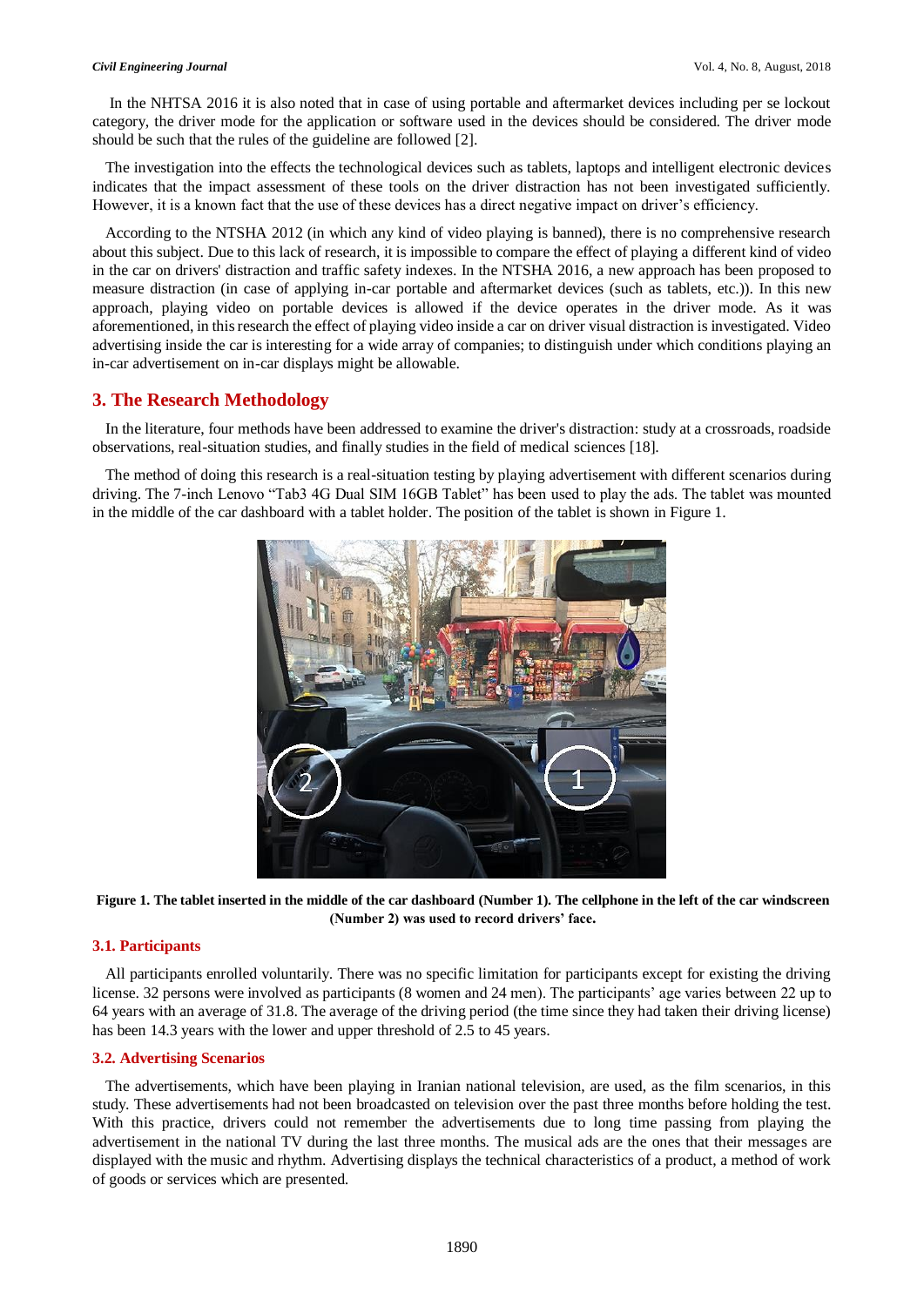In the NHTSA 2016 it is also noted that in case of using portable and aftermarket devices including per se lockout category, the driver mode for the application or software used in the devices should be considered. The driver mode should be such that the rules of the guideline are followed [2].

The investigation into the effects the technological devices such as tablets, laptops and intelligent electronic devices indicates that the impact assessment of these tools on the driver distraction has not been investigated sufficiently. However, it is a known fact that the use of these devices has a direct negative impact on driver's efficiency.

According to the NTSHA 2012 (in which any kind of video playing is banned), there is no comprehensive research about this subject. Due to this lack of research, it is impossible to compare the effect of playing a different kind of video in the car on drivers' distraction and traffic safety indexes. In the NTSHA 2016, a new approach has been proposed to measure distraction (in case of applying in-car portable and aftermarket devices (such as tablets, etc.)). In this new approach, playing video on portable devices is allowed if the device operates in the driver mode. As it was aforementioned, in this research the effect of playing video inside a car on driver visual distraction is investigated. Video advertising inside the car is interesting for a wide array of companies; to distinguish under which conditions playing an in-car advertisement on in-car displays might be allowable.

## 3. The Research Methodology

In the literature, four methods have been addressed to examine the driver's distraction: study at a crossroads, roadside observations, real-situation studies, and finally studies in the field of medical sciences [18].

The method of doing this research is a real-situation testing by playing advertisement with different scenarios during driving. The 7-inch Lenovo "Tab3 4G Dual SIM 16GB Tablet" has been used to play the ads. The tablet was mounted in the middle of the car dashboard with a tablet holder. The position of the tablet is shown in Figure 1.

**Figure 1. The tablet inserted in the middle of the car dashboard (Number 1). The cellphone in the left of the car windscreen (Number 2) was used to record drivers' face.**

### 3.1. Participants

All participants enrolled voluntarily. There was no specific limitation for participants except for existing the driving license. 32 persons were involved as participants (8 women and 24 men). The participants' age varies between 22 up to 64 years with an average of 31.8. The average of the driving period (the time since they had taken their driving license) has been 14.3 years with the lower and upper threshold of 2.5 to 45 years.

### 3.2. Advertising Scenarios

The advertisements, which have been playing in Iranian national television, are used, as the film scenarios, in this study. These advertisements had not been broadcasted on television over the past three months before holding the test. With this practice, drivers could not remember the advertisements due to long time passing from playing the advertisement in the national TV during the last three months. The musical ads are the ones that their messages are displayed with the music and rhythm. Advertising displays the technical characteristics of a product, a method of work of goods or services which are presented.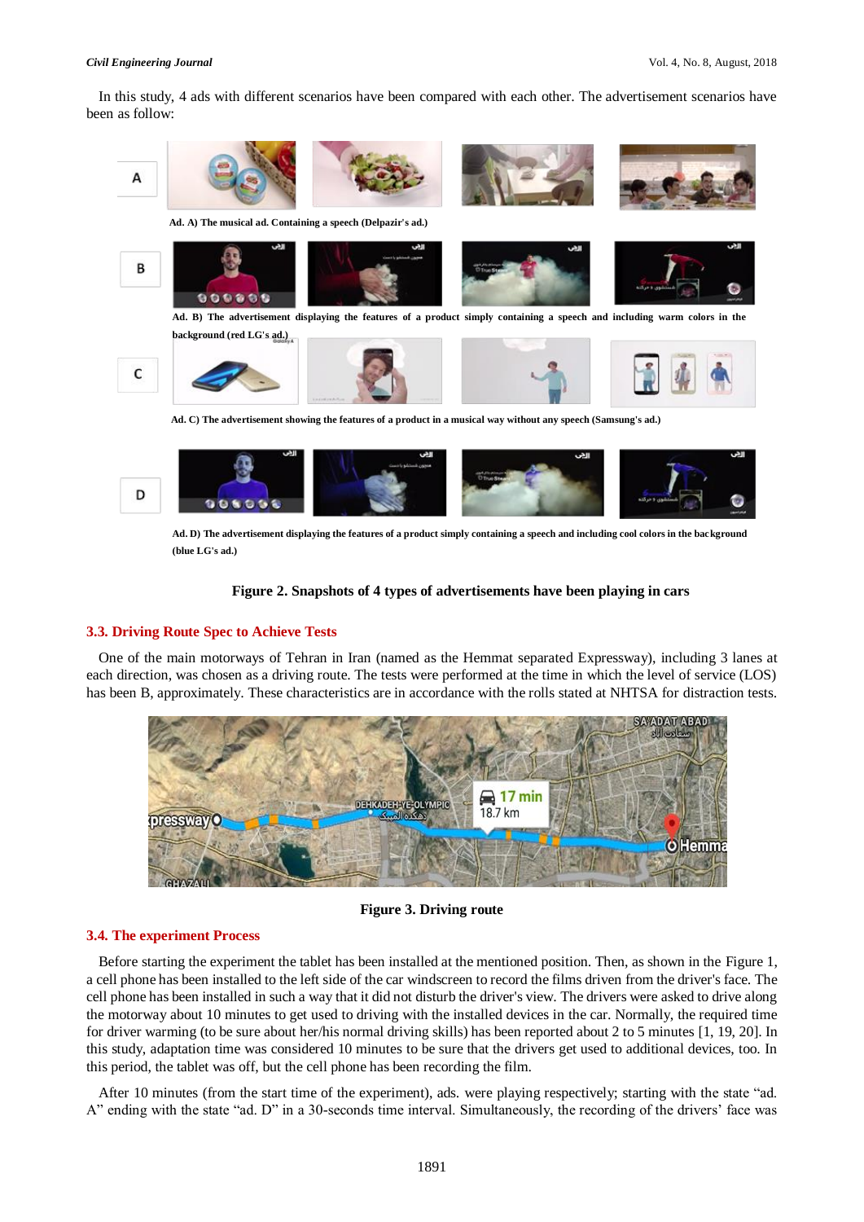In this study, 4 ads with different scenarios have been compared with each other. The advertisement scenarios have been as follow:

Ad. A) The musical ad. Containing a speech (Delpazir's ad.)

Ad. B) The advertisement displaying the features of a product simply containing a speech and including warm colors in the background (red LG's ad.)

Ad. C) The advertisement showing the features of a product in a musical way without any speech (Samsung's ad.)

Ad. D) The advertisement displaying the features of a product simply containing a speech and including cool colors in the background (blue LG's ad.)

**Figure 2. Snapshots of 4 types of advertisements have been playing in cars**

### 3.3. Driving Route Spec to Achieve Tests

One of the main motorways of Tehran in Iran (named as the Hemmat separated Expressway), including 3 lanes at each direction, was chosen as a driving route. The tests were performed at the time in which the level of service (LOS) has been B, approximately. These characteristics are in accordance with the rolls stated at NHTSA for distraction tests.

**Figure 3. Driving route**

### 3.4. The experiment Process

Before starting the experiment the tablet has been installed at the mentioned position. Then, as shown in the Figure 1, a cell phone has been installed to the left side of the car windscreen to record the films driven from the driver's face. The cell phone has been installed in such a way that it did not disturb the driver's view. The drivers were asked to drive along the motorway about 10 minutes to get used to driving with the installed devices in the car. Normally, the required time for driver warming (to be sure about her/his normal driving skills) has been reported about 2 to 5 minutes [1, 19, 20]. In this study, adaptation time was considered 10 minutes to be sure that the drivers get used to additional devices, too. In this period, the tablet was off, but the cell phone has been recording the film.

After 10 minutes (from the start time of the experiment), ads. were playing respectively; starting with the state "ad. A" ending with the state "ad. D" in a 30-seconds time interval. Simultaneously, the recording of the drivers' face was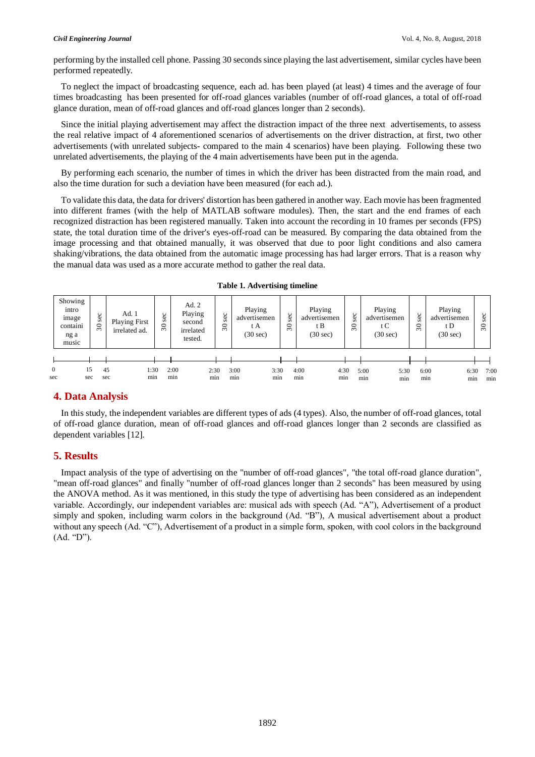performing by the installed cell phone. Passing 30 seconds since playing the last advertisement, similar cycles have been performed repeatedly.

To neglect the impact of broadcasting sequence, each ad. has been played (at least) 4 times and the average of four times broadcasting has been presented for off-road glances variables (number of off-road glances, a total of off-road glance duration, mean of off-road glances and off-road glances longer than 2 seconds).

Since the initial playing advertisement may affect the distraction impact of the three next advertisements, to assess the real relative impact of 4 aforementioned scenarios of advertisements on the driver distraction, at first, two other advertisements (with unrelated subjects- compared to the main 4 scenarios) have been playing. Following these two unrelated advertisements, the playing of the 4 main advertisements have been put in the agenda.

By performing each scenario, the number of times in which the driver has been distracted from the main road, and also the time duration for such a deviation have been measured (for each ad.).

To validate this data, the data for drivers' distortion has been gathered in another way. Each movie has been fragmented into different frames (with the help of MATLAB software modules). Then, the start and the end frames of each recognized distraction has been registered manually. Taken into account the recording in 10 frames per seconds (FPS) state, the total duration time of the driver's eyes-off-road can be measured. By comparing the data obtained from the image processing and that obtained manually, it was observed that due to poor light conditions and also camera shaking/vibrations, the data obtained from the automatic image processing has had larger errors. That is a reason why the manual data was used as a more accurate method to gather the real data.

**Table 1. Advertising timeline**

| Showing intro image containing a music | 30 sec | Ad. 1 Playing First irrelated ad. | 30 sec | Ad. 2 Playing second irrelated tested. | 30 sec | Playing advertisement A (30 sec) | 30 sec | Playing advertisement B (30 sec) | 30 sec | Playing advertisement C (30 sec) | 30 sec | Playing advertisement D (30 sec) | 30 sec |
|---|---|---|---|---|---|---|---|---|---|---|---|---|---|
| 0 sec – 15 sec | 15 sec – 45 sec | 45 sec – 1:30 min | 1:30 min – 2:00 min | 2:00 min – 2:30 min | 2:30 min – 3:00 min | 3:00 min – 3:30 min | 3:30 min – 4:00 min | 4:00 min – 4:30 min | 4:30 min – 5:00 min | 5:00 min – 5:30 min | 5:30 min – 6:00 min | 6:00 min – 6:30 min | 6:30 min – 7:00 min |

## 4. Data Analysis

In this study, the independent variables are different types of ads (4 types). Also, the number of off-road glances, total of off-road glance duration, mean of off-road glances and off-road glances longer than 2 seconds are classified as dependent variables [12].

## 5. Results

Impact analysis of the type of advertising on the "number of off-road glances", "the total off-road glance duration", "mean off-road glances" and finally "number of off-road glances longer than 2 seconds" has been measured by using the ANOVA method. As it was mentioned, in this study the type of advertising has been considered as an independent variable. Accordingly, our independent variables are: musical ads with speech (Ad. "A"), Advertisement of a product simply and spoken, including warm colors in the background (Ad. "B"), A musical advertisement about a product without any speech (Ad. "C"), Advertisement of a product in a simple form, spoken, with cool colors in the background (Ad. "D").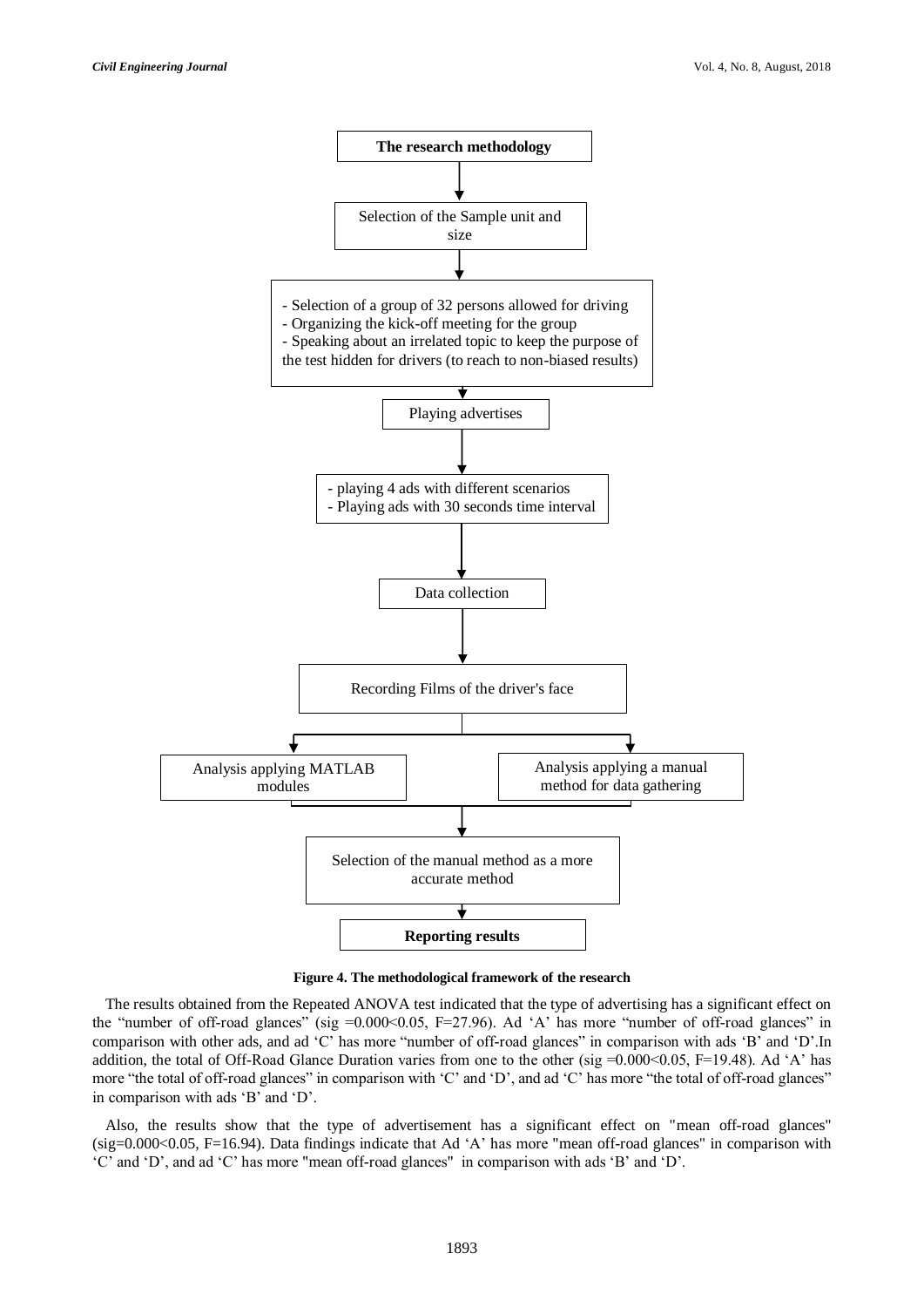The research methodology

↓

Selection of the Sample unit and size

↓

- Selection of a group of 32 persons allowed for driving
- Organizing the kick-off meeting for the group
- Speaking about an irrelated topic to keep the purpose of the test hidden for drivers (to reach to non-biased results)

↓

Playing advertises

↓

- playing 4 ads with different scenarios
- Playing ads with 30 seconds time interval

↓

Data collection

↓

Recording Films of the driver's face

↓

Analysis applying MATLAB modules | Analysis applying a manual method for data gathering

↓

Selection of the manual method as a more accurate method

↓

Reporting results

**Figure 4. The methodological framework of the research**

The results obtained from the Repeated ANOVA test indicated that the type of advertising has a significant effect on the "number of off-road glances" (sig $=0.000<0.05$, $F=27.96$). Ad 'A' has more "number of off-road glances" in comparison with other ads, and ad 'C' has more "number of off-road glances" in comparison with ads 'B' and 'D'.In addition, the total of Off-Road Glance Duration varies from one to the other (sig $=0.000<0.05$, $F=19.48$). Ad 'A' has more "the total of off-road glances" in comparison with 'C' and 'D', and ad 'C' has more "the total of off-road glances" in comparison with ads 'B' and 'D'.

Also, the results show that the type of advertisement has a significant effect on "mean off-road glances" (sig$=0.000<0.05$, $F=16.94$). Data findings indicate that Ad 'A' has more "mean off-road glances" in comparison with 'C' and 'D', and ad 'C' has more "mean off-road glances" in comparison with ads 'B' and 'D'.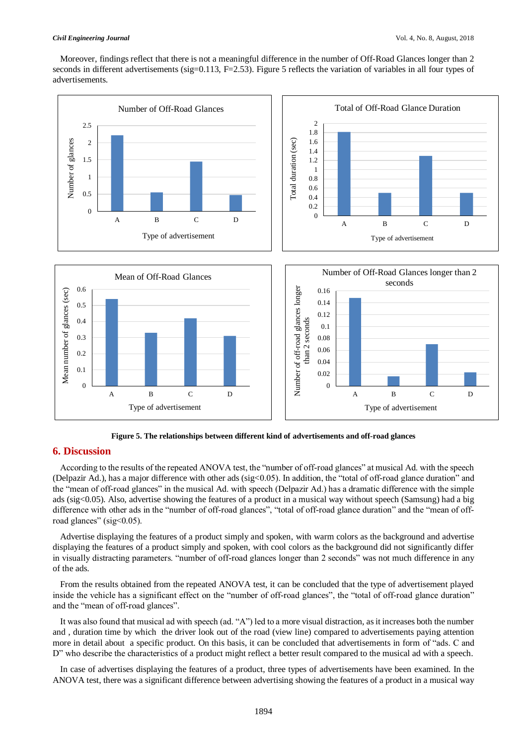Moreover, findings reflect that there is not a meaningful difference in the number of Off-Road Glances longer than 2 seconds in different advertisements (sig=0.113, F=2.53). Figure 5 reflects the variation of variables in all four types of advertisements.

**Figure 5. The relationships between different kind of advertisements and off-road glances**

## 6. Discussion

According to the results of the repeated ANOVA test, the "number of off-road glances" at musical Ad. with the speech (Delpazir Ad.), has a major difference with other ads (sig<0.05). In addition, the "total of off-road glance duration" and the "mean of off-road glances" in the musical Ad. with speech (Delpazir Ad.) has a dramatic difference with the simple ads (sig<0.05). Also, advertise showing the features of a product in a musical way without speech (Samsung) had a big difference with other ads in the "number of off-road glances", "total of off-road glance duration" and the "mean of off-road glances" (sig<0.05).

Advertise displaying the features of a product simply and spoken, with warm colors as the background and advertise displaying the features of a product simply and spoken, with cool colors as the background did not significantly differ in visually distracting parameters. "number of off-road glances longer than 2 seconds" was not much difference in any of the ads.

From the results obtained from the repeated ANOVA test, it can be concluded that the type of advertisement played inside the vehicle has a significant effect on the "number of off-road glances", the "total of off-road glance duration" and the "mean of off-road glances".

It was also found that musical ad with speech (ad. "A") led to a more visual distraction, as it increases both the number and , duration time by which the driver look out of the road (view line) compared to advertisements paying attention more in detail about a specific product. On this basis, it can be concluded that advertisements in form of "ads. C and D" who describe the characteristics of a product might reflect a better result compared to the musical ad with a speech.

In case of advertises displaying the features of a product, three types of advertisements have been examined. In the ANOVA test, there was a significant difference between advertising showing the features of a product in a musical way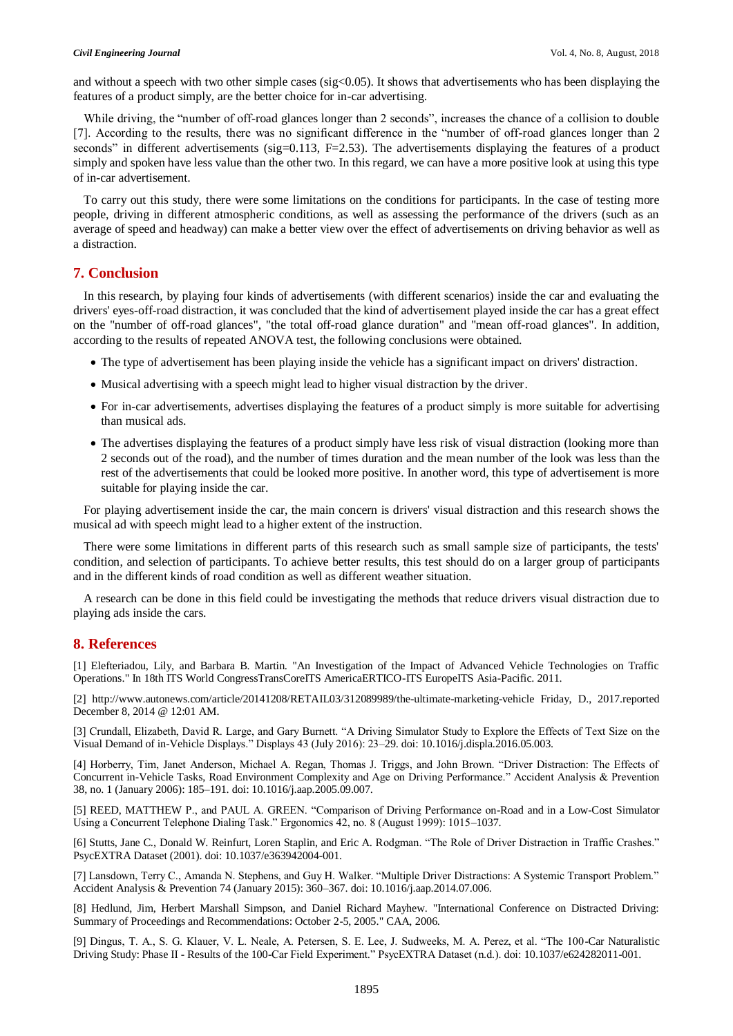and without a speech with two other simple cases (sig<0.05). It shows that advertisements who has been displaying the features of a product simply, are the better choice for in-car advertising.

While driving, the "number of off-road glances longer than 2 seconds", increases the chance of a collision to double [7]. According to the results, there was no significant difference in the "number of off-road glances longer than 2 seconds" in different advertisements (sig=0.113, F=2.53). The advertisements displaying the features of a product simply and spoken have less value than the other two. In this regard, we can have a more positive look at using this type of in-car advertisement.

To carry out this study, there were some limitations on the conditions for participants. In the case of testing more people, driving in different atmospheric conditions, as well as assessing the performance of the drivers (such as an average of speed and headway) can make a better view over the effect of advertisements on driving behavior as well as a distraction.

## 7. Conclusion

In this research, by playing four kinds of advertisements (with different scenarios) inside the car and evaluating the drivers' eyes-off-road distraction, it was concluded that the kind of advertisement played inside the car has a great effect on the "number of off-road glances", "the total off-road glance duration" and "mean off-road glances". In addition, according to the results of repeated ANOVA test, the following conclusions were obtained.

- The type of advertisement has been playing inside the vehicle has a significant impact on drivers' distraction.
- Musical advertising with a speech might lead to higher visual distraction by the driver.
- For in-car advertisements, advertises displaying the features of a product simply is more suitable for advertising than musical ads.
- The advertises displaying the features of a product simply have less risk of visual distraction (looking more than 2 seconds out of the road), and the number of times duration and the mean number of the look was less than the rest of the advertisements that could be looked more positive. In another word, this type of advertisement is more suitable for playing inside the car.

For playing advertisement inside the car, the main concern is drivers' visual distraction and this research shows the musical ad with speech might lead to a higher extent of the instruction.

There were some limitations in different parts of this research such as small sample size of participants, the tests' condition, and selection of participants. To achieve better results, this test should do on a larger group of participants and in the different kinds of road condition as well as different weather situation.

A research can be done in this field could be investigating the methods that reduce drivers visual distraction due to playing ads inside the cars.

## 8. References

[1] Elefteriadou, Lily, and Barbara B. Martin. "An Investigation of the Impact of Advanced Vehicle Technologies on Traffic Operations." In 18th ITS World CongressTransCoreITS AmericaERTICO-ITS EuropeITS Asia-Pacific. 2011.

[2] http://www.autonews.com/article/20141208/RETAIL03/312089989/the-ultimate-marketing-vehicle Friday, D., 2017.reported December 8, 2014 @ 12:01 AM.

[3] Crundall, Elizabeth, David R. Large, and Gary Burnett. "A Driving Simulator Study to Explore the Effects of Text Size on the Visual Demand of in-Vehicle Displays." Displays 43 (July 2016): 23–29. doi: 10.1016/j.displa.2016.05.003.

[4] Horberry, Tim, Janet Anderson, Michael A. Regan, Thomas J. Triggs, and John Brown. "Driver Distraction: The Effects of Concurrent in-Vehicle Tasks, Road Environment Complexity and Age on Driving Performance." Accident Analysis & Prevention 38, no. 1 (January 2006): 185–191. doi: 10.1016/j.aap.2005.09.007.

[5] REED, MATTHEW P., and PAUL A. GREEN. "Comparison of Driving Performance on-Road and in a Low-Cost Simulator Using a Concurrent Telephone Dialing Task." Ergonomics 42, no. 8 (August 1999): 1015–1037.

[6] Stutts, Jane C., Donald W. Reinfurt, Loren Staplin, and Eric A. Rodgman. "The Role of Driver Distraction in Traffic Crashes." PsycEXTRA Dataset (2001). doi: 10.1037/e363942004-001.

[7] Lansdown, Terry C., Amanda N. Stephens, and Guy H. Walker. "Multiple Driver Distractions: A Systemic Transport Problem." Accident Analysis & Prevention 74 (January 2015): 360–367. doi: 10.1016/j.aap.2014.07.006.

[8] Hedlund, Jim, Herbert Marshall Simpson, and Daniel Richard Mayhew. "International Conference on Distracted Driving: Summary of Proceedings and Recommendations: October 2-5, 2005." CAA, 2006.

[9] Dingus, T. A., S. G. Klauer, V. L. Neale, A. Petersen, S. E. Lee, J. Sudweeks, M. A. Perez, et al. "The 100-Car Naturalistic Driving Study: Phase II - Results of the 100-Car Field Experiment." PsycEXTRA Dataset (n.d.). doi: 10.1037/e624282011-001.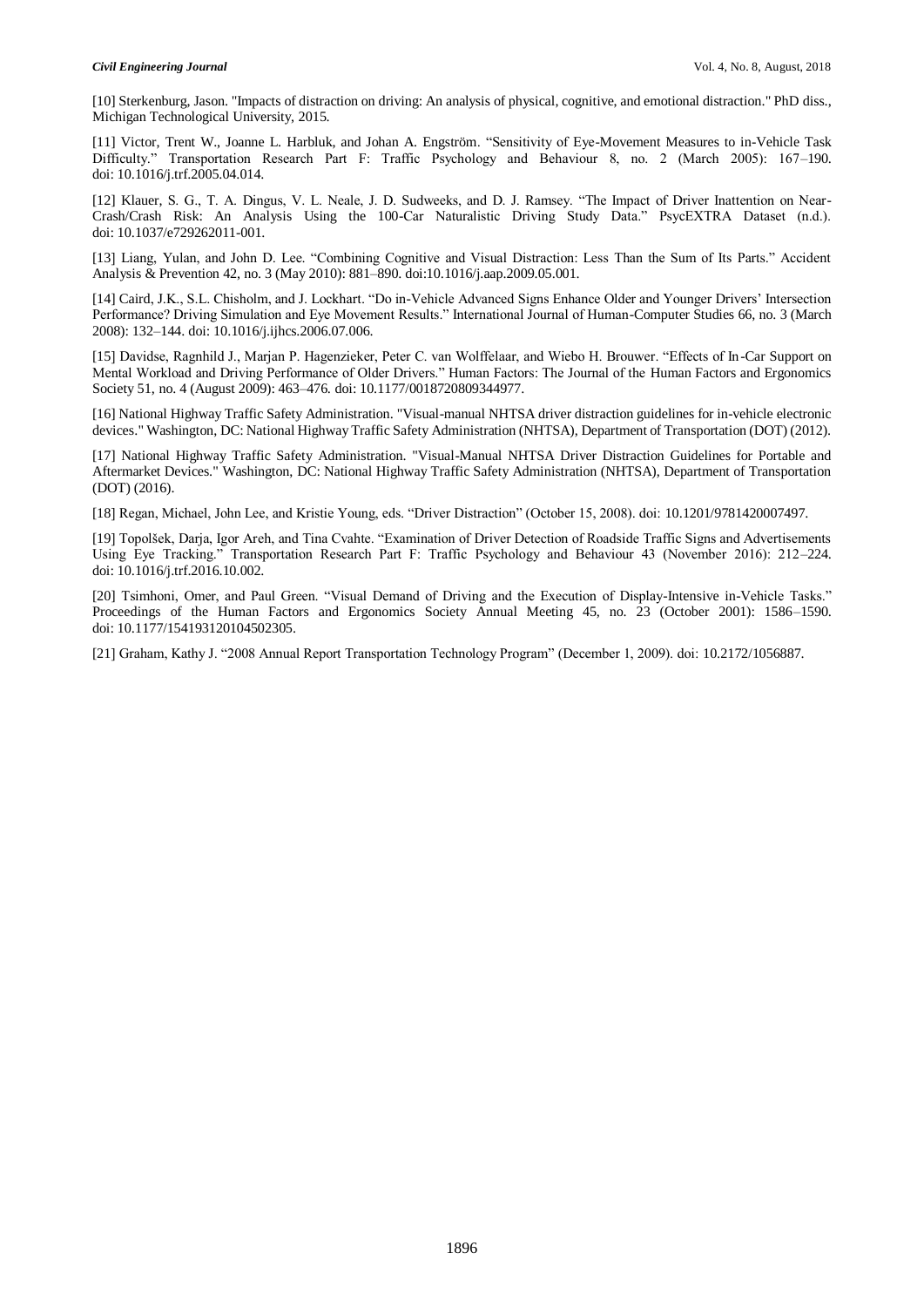[10] Sterkenburg, Jason. "Impacts of distraction on driving: An analysis of physical, cognitive, and emotional distraction." PhD diss., Michigan Technological University, 2015.

[11] Victor, Trent W., Joanne L. Harbluk, and Johan A. Engström. "Sensitivity of Eye-Movement Measures to in-Vehicle Task Difficulty." Transportation Research Part F: Traffic Psychology and Behaviour 8, no. 2 (March 2005): 167–190. doi: 10.1016/j.trf.2005.04.014.

[12] Klauer, S. G., T. A. Dingus, V. L. Neale, J. D. Sudweeks, and D. J. Ramsey. "The Impact of Driver Inattention on Near-Crash/Crash Risk: An Analysis Using the 100-Car Naturalistic Driving Study Data." PsycEXTRA Dataset (n.d.). doi: 10.1037/e729262011-001.

[13] Liang, Yulan, and John D. Lee. "Combining Cognitive and Visual Distraction: Less Than the Sum of Its Parts." Accident Analysis & Prevention 42, no. 3 (May 2010): 881–890. doi:10.1016/j.aap.2009.05.001.

[14] Caird, J.K., S.L. Chisholm, and J. Lockhart. "Do in-Vehicle Advanced Signs Enhance Older and Younger Drivers' Intersection Performance? Driving Simulation and Eye Movement Results." International Journal of Human-Computer Studies 66, no. 3 (March 2008): 132–144. doi: 10.1016/j.ijhcs.2006.07.006.

[15] Davidse, Ragnhild J., Marjan P. Hagenzieker, Peter C. van Wolffelaar, and Wiebo H. Brouwer. "Effects of In-Car Support on Mental Workload and Driving Performance of Older Drivers." Human Factors: The Journal of the Human Factors and Ergonomics Society 51, no. 4 (August 2009): 463–476. doi: 10.1177/0018720809344977.

[16] National Highway Traffic Safety Administration. "Visual-manual NHTSA driver distraction guidelines for in-vehicle electronic devices." Washington, DC: National Highway Traffic Safety Administration (NHTSA), Department of Transportation (DOT) (2012).

[17] National Highway Traffic Safety Administration. "Visual-Manual NHTSA Driver Distraction Guidelines for Portable and Aftermarket Devices." Washington, DC: National Highway Traffic Safety Administration (NHTSA), Department of Transportation (DOT) (2016).

[18] Regan, Michael, John Lee, and Kristie Young, eds. "Driver Distraction" (October 15, 2008). doi: 10.1201/9781420007497.

[19] Topolšek, Darja, Igor Areh, and Tina Cvahte. "Examination of Driver Detection of Roadside Traffic Signs and Advertisements Using Eye Tracking." Transportation Research Part F: Traffic Psychology and Behaviour 43 (November 2016): 212–224. doi: 10.1016/j.trf.2016.10.002.

[20] Tsimhoni, Omer, and Paul Green. "Visual Demand of Driving and the Execution of Display-Intensive in-Vehicle Tasks." Proceedings of the Human Factors and Ergonomics Society Annual Meeting 45, no. 23 (October 2001): 1586–1590. doi: 10.1177/154193120104502305.

[21] Graham, Kathy J. "2008 Annual Report Transportation Technology Program" (December 1, 2009). doi: 10.2172/1056887.